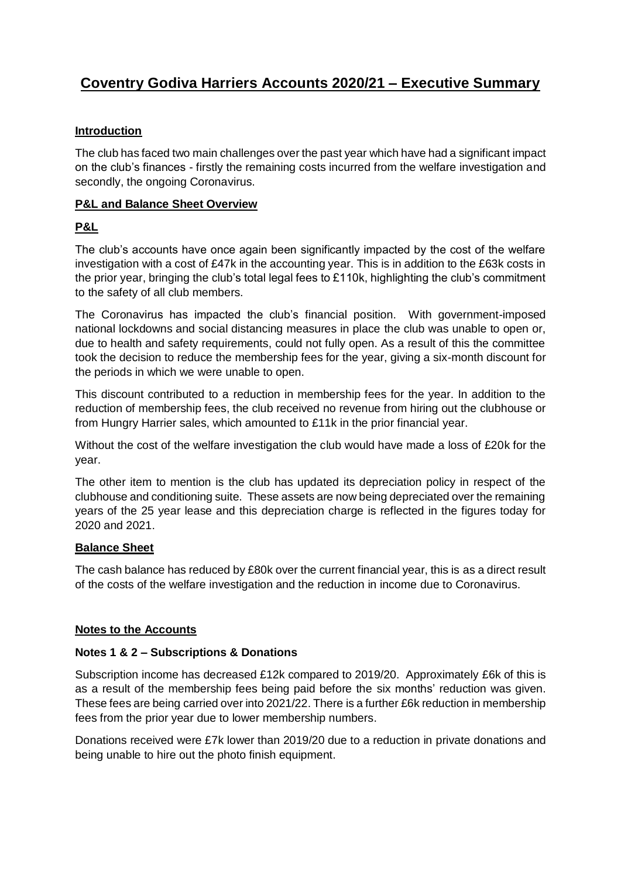# Coventry Godiva Harriers Accounts 2020/21 – Executive Summary

## Introduction

The club has faced two main challenges over the past year which have had a significant impact on the club's finances - firstly the remaining costs incurred from the welfare investigation and secondly, the ongoing Coronavirus.

## P&L and Balance Sheet Overview

### P&L

The club's accounts have once again been significantly impacted by the cost of the welfare investigation with a cost of £47k in the accounting year. This is in addition to the £63k costs in the prior year, bringing the club's total legal fees to £110k, highlighting the club's commitment to the safety of all club members.

The Coronavirus has impacted the club's financial position. With government-imposed national lockdowns and social distancing measures in place the club was unable to open or, due to health and safety requirements, could not fully open. As a result of this the committee took the decision to reduce the membership fees for the year, giving a six-month discount for the periods in which we were unable to open.

This discount contributed to a reduction in membership fees for the year. In addition to the reduction of membership fees, the club received no revenue from hiring out the clubhouse or from Hungry Harrier sales, which amounted to £11k in the prior financial year.

Without the cost of the welfare investigation the club would have made a loss of £20k for the year.

The other item to mention is the club has updated its depreciation policy in respect of the clubhouse and conditioning suite. These assets are now being depreciated over the remaining years of the 25 year lease and this depreciation charge is reflected in the figures today for 2020 and 2021.

### Balance Sheet

The cash balance has reduced by £80k over the current financial year, this is as a direct result of the costs of the welfare investigation and the reduction in income due to Coronavirus.

## Notes to the Accounts

### Notes 1 & 2 – Subscriptions & Donations

Subscription income has decreased £12k compared to 2019/20. Approximately £6k of this is as a result of the membership fees being paid before the six months' reduction was given. These fees are being carried over into 2021/22. There is a further £6k reduction in membership fees from the prior year due to lower membership numbers.

Donations received were £7k lower than 2019/20 due to a reduction in private donations and being unable to hire out the photo finish equipment.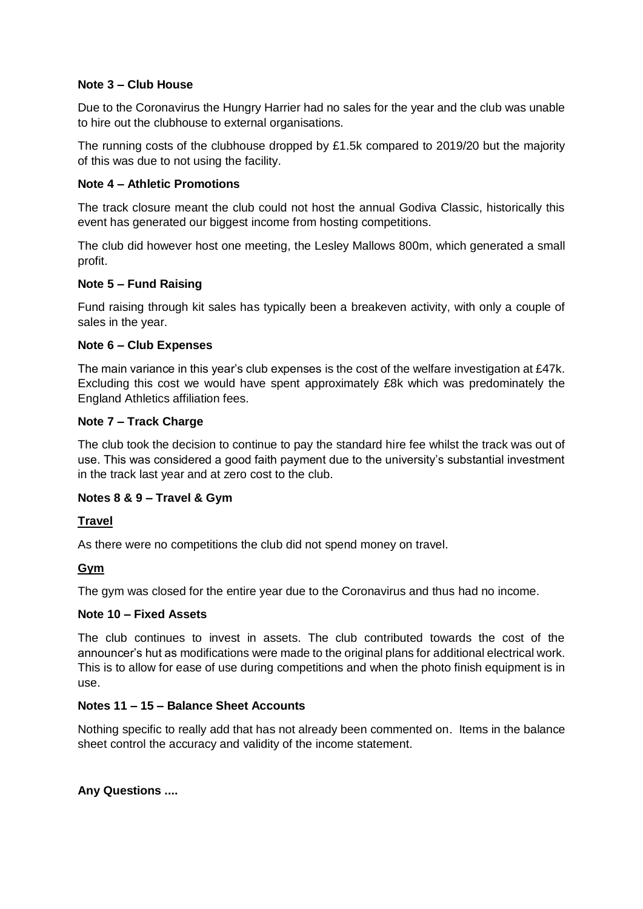**Note 3 – Club House**

Due to the Coronavirus the Hungry Harrier had no sales for the year and the club was unable to hire out the clubhouse to external organisations.

The running costs of the clubhouse dropped by £1.5k compared to 2019/20 but the majority of this was due to not using the facility.

**Note 4 – Athletic Promotions**

The track closure meant the club could not host the annual Godiva Classic, historically this event has generated our biggest income from hosting competitions.

The club did however host one meeting, the Lesley Mallows 800m, which generated a small profit.

**Note 5 – Fund Raising**

Fund raising through kit sales has typically been a breakeven activity, with only a couple of sales in the year.

**Note 6 – Club Expenses**

The main variance in this year's club expenses is the cost of the welfare investigation at £47k. Excluding this cost we would have spent approximately £8k which was predominately the England Athletics affiliation fees.

**Note 7 – Track Charge**

The club took the decision to continue to pay the standard hire fee whilst the track was out of use. This was considered a good faith payment due to the university's substantial investment in the track last year and at zero cost to the club.

**Notes 8 & 9 – Travel & Gym**

**Travel**

As there were no competitions the club did not spend money on travel.

**Gym**

The gym was closed for the entire year due to the Coronavirus and thus had no income.

**Note 10 – Fixed Assets**

The club continues to invest in assets. The club contributed towards the cost of the announcer's hut as modifications were made to the original plans for additional electrical work. This is to allow for ease of use during competitions and when the photo finish equipment is in use.

**Notes 11 – 15 – Balance Sheet Accounts**

Nothing specific to really add that has not already been commented on. Items in the balance sheet control the accuracy and validity of the income statement.

**Any Questions ....**